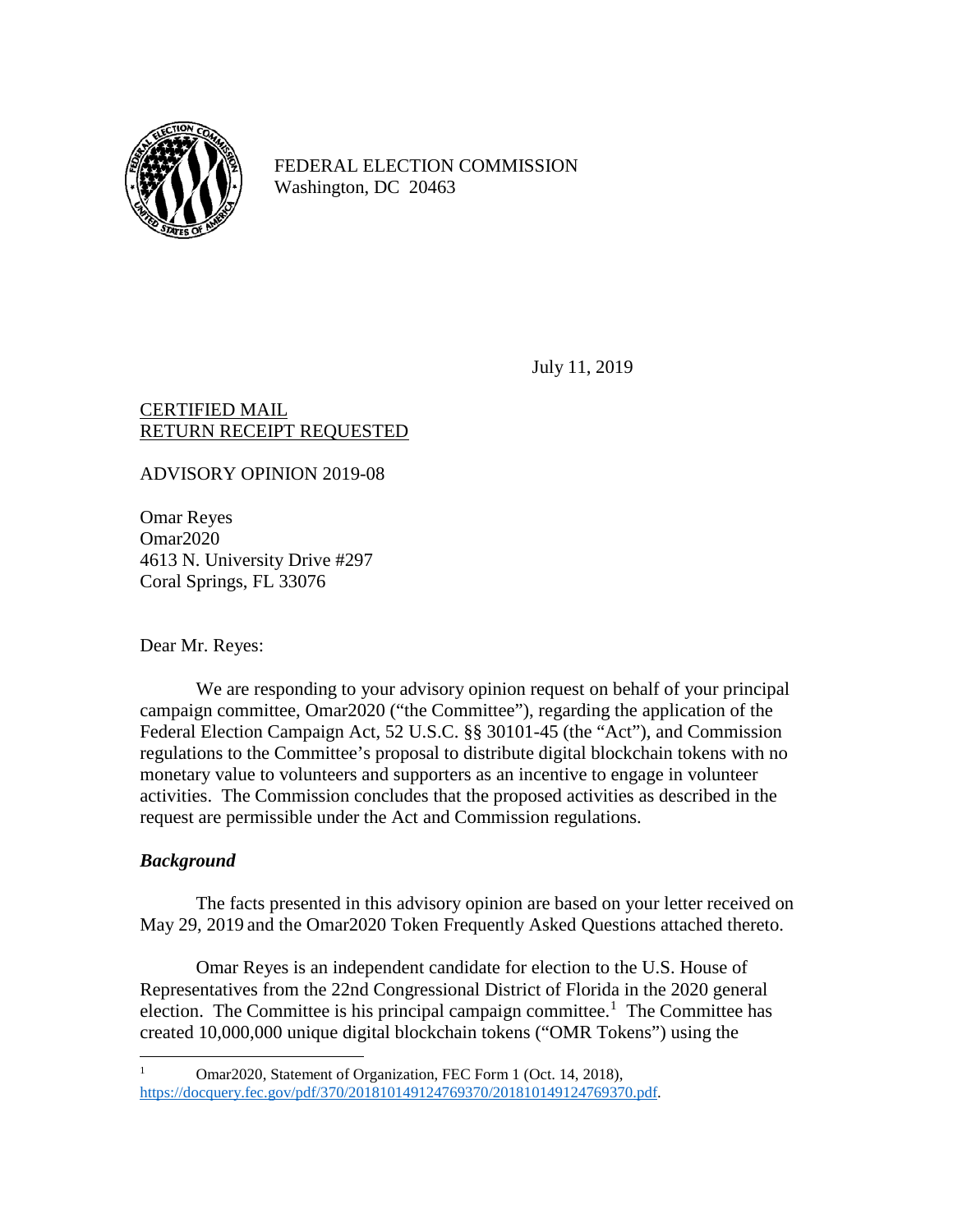FEDERAL ELECTION COMMISSION
Washington, DC 20463

July 11, 2019

<u>CERTIFIED MAIL</u>
<u>RETURN RECEIPT REQUESTED</u>

ADVISORY OPINION 2019-08

Omar Reyes
Omar2020
4613 N. University Drive #297
Coral Springs, FL 33076

Dear Mr. Reyes:

We are responding to your advisory opinion request on behalf of your principal campaign committee, Omar2020 ("the Committee"), regarding the application of the Federal Election Campaign Act, 52 U.S.C. §§ 30101-45 (the "Act"), and Commission regulations to the Committee's proposal to distribute digital blockchain tokens with no monetary value to volunteers and supporters as an incentive to engage in volunteer activities. The Commission concludes that the proposed activities as described in the request are permissible under the Act and Commission regulations.

### *Background*

The facts presented in this advisory opinion are based on your letter received on May 29, 2019 and the Omar2020 Token Frequently Asked Questions attached thereto.

Omar Reyes is an independent candidate for election to the U.S. House of Representatives from the 22nd Congressional District of Florida in the 2020 general election. The Committee is his principal campaign committee.[1] The Committee has created 10,000,000 unique digital blockchain tokens ("OMR Tokens") using the

---

[1] Omar2020, Statement of Organization, FEC Form 1 (Oct. 14, 2018), https://docquery.fec.gov/pdf/370/201810149124769370/201810149124769370.pdf.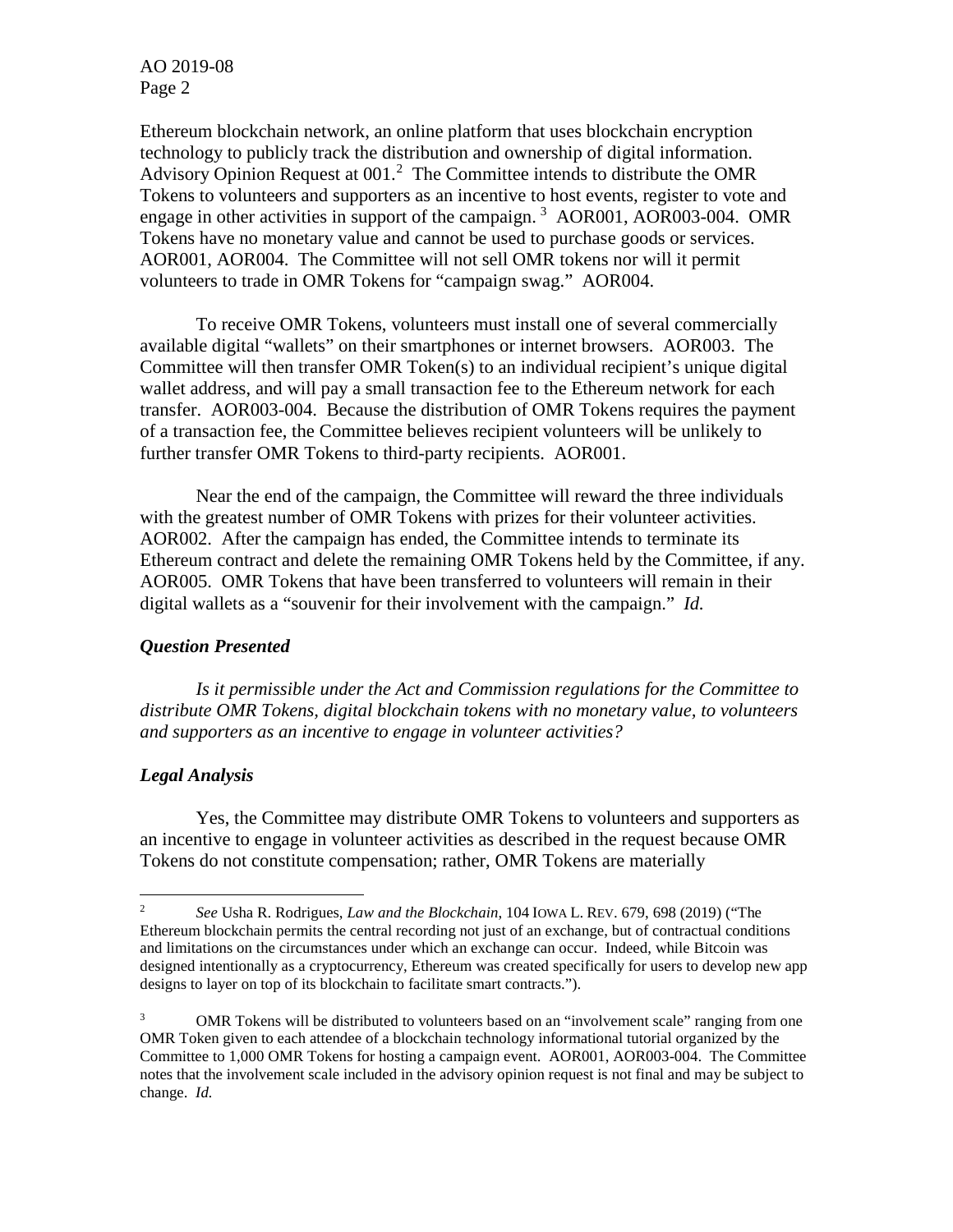Ethereum blockchain network, an online platform that uses blockchain encryption technology to publicly track the distribution and ownership of digital information. Advisory Opinion Request at 001.[2] The Committee intends to distribute the OMR Tokens to volunteers and supporters as an incentive to host events, register to vote and engage in other activities in support of the campaign.[3] AOR001, AOR003-004. OMR Tokens have no monetary value and cannot be used to purchase goods or services. AOR001, AOR004. The Committee will not sell OMR tokens nor will it permit volunteers to trade in OMR Tokens for "campaign swag." AOR004.

To receive OMR Tokens, volunteers must install one of several commercially available digital "wallets" on their smartphones or internet browsers. AOR003. The Committee will then transfer OMR Token(s) to an individual recipient's unique digital wallet address, and will pay a small transaction fee to the Ethereum network for each transfer. AOR003-004. Because the distribution of OMR Tokens requires the payment of a transaction fee, the Committee believes recipient volunteers will be unlikely to further transfer OMR Tokens to third-party recipients. AOR001.

Near the end of the campaign, the Committee will reward the three individuals with the greatest number of OMR Tokens with prizes for their volunteer activities. AOR002. After the campaign has ended, the Committee intends to terminate its Ethereum contract and delete the remaining OMR Tokens held by the Committee, if any. AOR005. OMR Tokens that have been transferred to volunteers will remain in their digital wallets as a "souvenir for their involvement with the campaign." *Id.*

### *Question Presented*

*Is it permissible under the Act and Commission regulations for the Committee to distribute OMR Tokens, digital blockchain tokens with no monetary value, to volunteers and supporters as an incentive to engage in volunteer activities?*

### *Legal Analysis*

Yes, the Committee may distribute OMR Tokens to volunteers and supporters as an incentive to engage in volunteer activities as described in the request because OMR Tokens do not constitute compensation; rather, OMR Tokens are materially

---

[2] *See* Usha R. Rodrigues, *Law and the Blockchain*, 104 IOWA L. REV. 679, 698 (2019) ("The Ethereum blockchain permits the central recording not just of an exchange, but of contractual conditions and limitations on the circumstances under which an exchange can occur. Indeed, while Bitcoin was designed intentionally as a cryptocurrency, Ethereum was created specifically for users to develop new app designs to layer on top of its blockchain to facilitate smart contracts.").

[3] OMR Tokens will be distributed to volunteers based on an "involvement scale" ranging from one OMR Token given to each attendee of a blockchain technology informational tutorial organized by the Committee to 1,000 OMR Tokens for hosting a campaign event. AOR001, AOR003-004. The Committee notes that the involvement scale included in the advisory opinion request is not final and may be subject to change. *Id.*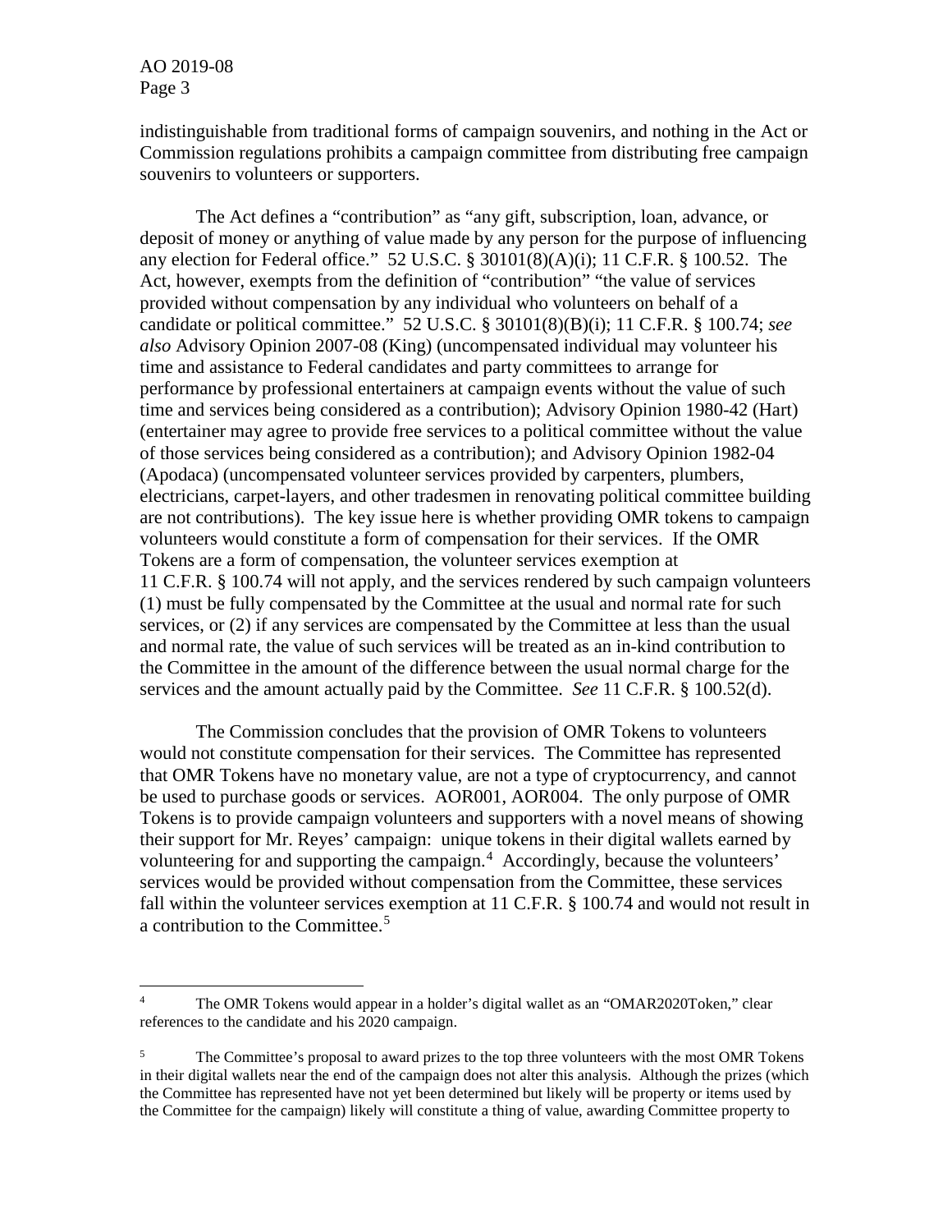indistinguishable from traditional forms of campaign souvenirs, and nothing in the Act or Commission regulations prohibits a campaign committee from distributing free campaign souvenirs to volunteers or supporters.

The Act defines a "contribution" as "any gift, subscription, loan, advance, or deposit of money or anything of value made by any person for the purpose of influencing any election for Federal office." 52 U.S.C. § 30101(8)(A)(i); 11 C.F.R. § 100.52. The Act, however, exempts from the definition of "contribution" "the value of services provided without compensation by any individual who volunteers on behalf of a candidate or political committee." 52 U.S.C. § 30101(8)(B)(i); 11 C.F.R. § 100.74; *see also* Advisory Opinion 2007-08 (King) (uncompensated individual may volunteer his time and assistance to Federal candidates and party committees to arrange for performance by professional entertainers at campaign events without the value of such time and services being considered as a contribution); Advisory Opinion 1980-42 (Hart) (entertainer may agree to provide free services to a political committee without the value of those services being considered as a contribution); and Advisory Opinion 1982-04 (Apodaca) (uncompensated volunteer services provided by carpenters, plumbers, electricians, carpet-layers, and other tradesmen in renovating political committee building are not contributions). The key issue here is whether providing OMR tokens to campaign volunteers would constitute a form of compensation for their services. If the OMR Tokens are a form of compensation, the volunteer services exemption at 11 C.F.R. § 100.74 will not apply, and the services rendered by such campaign volunteers (1) must be fully compensated by the Committee at the usual and normal rate for such services, or (2) if any services are compensated by the Committee at less than the usual and normal rate, the value of such services will be treated as an in-kind contribution to the Committee in the amount of the difference between the usual normal charge for the services and the amount actually paid by the Committee. *See* 11 C.F.R. § 100.52(d).

The Commission concludes that the provision of OMR Tokens to volunteers would not constitute compensation for their services. The Committee has represented that OMR Tokens have no monetary value, are not a type of cryptocurrency, and cannot be used to purchase goods or services. AOR001, AOR004. The only purpose of OMR Tokens is to provide campaign volunteers and supporters with a novel means of showing their support for Mr. Reyes' campaign: unique tokens in their digital wallets earned by volunteering for and supporting the campaign.[4] Accordingly, because the volunteers' services would be provided without compensation from the Committee, these services fall within the volunteer services exemption at 11 C.F.R. § 100.74 and would not result in a contribution to the Committee.[5]

---

[4] The OMR Tokens would appear in a holder's digital wallet as an "OMAR2020Token," clear references to the candidate and his 2020 campaign.

[5] The Committee's proposal to award prizes to the top three volunteers with the most OMR Tokens in their digital wallets near the end of the campaign does not alter this analysis. Although the prizes (which the Committee has represented have not yet been determined but likely will be property or items used by the Committee for the campaign) likely will constitute a thing of value, awarding Committee property to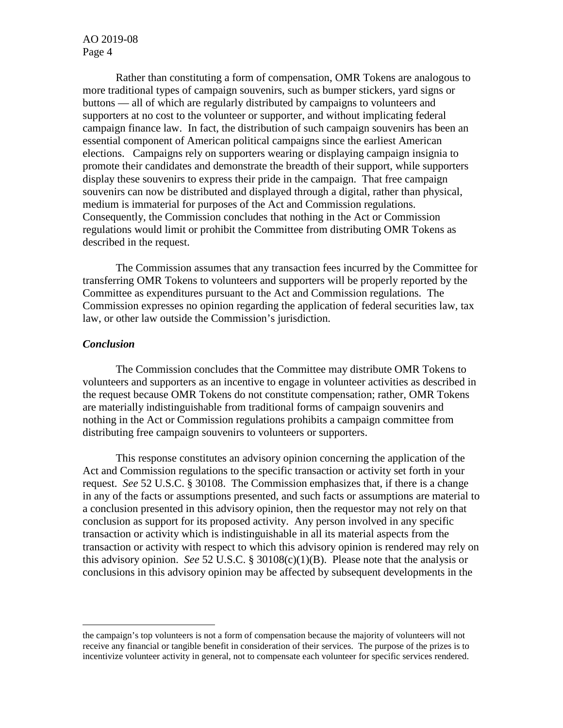Rather than constituting a form of compensation, OMR Tokens are analogous to more traditional types of campaign souvenirs, such as bumper stickers, yard signs or buttons — all of which are regularly distributed by campaigns to volunteers and supporters at no cost to the volunteer or supporter, and without implicating federal campaign finance law. In fact, the distribution of such campaign souvenirs has been an essential component of American political campaigns since the earliest American elections. Campaigns rely on supporters wearing or displaying campaign insignia to promote their candidates and demonstrate the breadth of their support, while supporters display these souvenirs to express their pride in the campaign. That free campaign souvenirs can now be distributed and displayed through a digital, rather than physical, medium is immaterial for purposes of the Act and Commission regulations. Consequently, the Commission concludes that nothing in the Act or Commission regulations would limit or prohibit the Committee from distributing OMR Tokens as described in the request.

The Commission assumes that any transaction fees incurred by the Committee for transferring OMR Tokens to volunteers and supporters will be properly reported by the Committee as expenditures pursuant to the Act and Commission regulations. The Commission expresses no opinion regarding the application of federal securities law, tax law, or other law outside the Commission's jurisdiction.

### *Conclusion*

The Commission concludes that the Committee may distribute OMR Tokens to volunteers and supporters as an incentive to engage in volunteer activities as described in the request because OMR Tokens do not constitute compensation; rather, OMR Tokens are materially indistinguishable from traditional forms of campaign souvenirs and nothing in the Act or Commission regulations prohibits a campaign committee from distributing free campaign souvenirs to volunteers or supporters.

This response constitutes an advisory opinion concerning the application of the Act and Commission regulations to the specific transaction or activity set forth in your request. *See* 52 U.S.C. § 30108. The Commission emphasizes that, if there is a change in any of the facts or assumptions presented, and such facts or assumptions are material to a conclusion presented in this advisory opinion, then the requestor may not rely on that conclusion as support for its proposed activity. Any person involved in any specific transaction or activity which is indistinguishable in all its material aspects from the transaction or activity with respect to which this advisory opinion is rendered may rely on this advisory opinion. *See* 52 U.S.C. § 30108(c)(1)(B). Please note that the analysis or conclusions in this advisory opinion may be affected by subsequent developments in the

---

the campaign's top volunteers is not a form of compensation because the majority of volunteers will not receive any financial or tangible benefit in consideration of their services. The purpose of the prizes is to incentivize volunteer activity in general, not to compensate each volunteer for specific services rendered.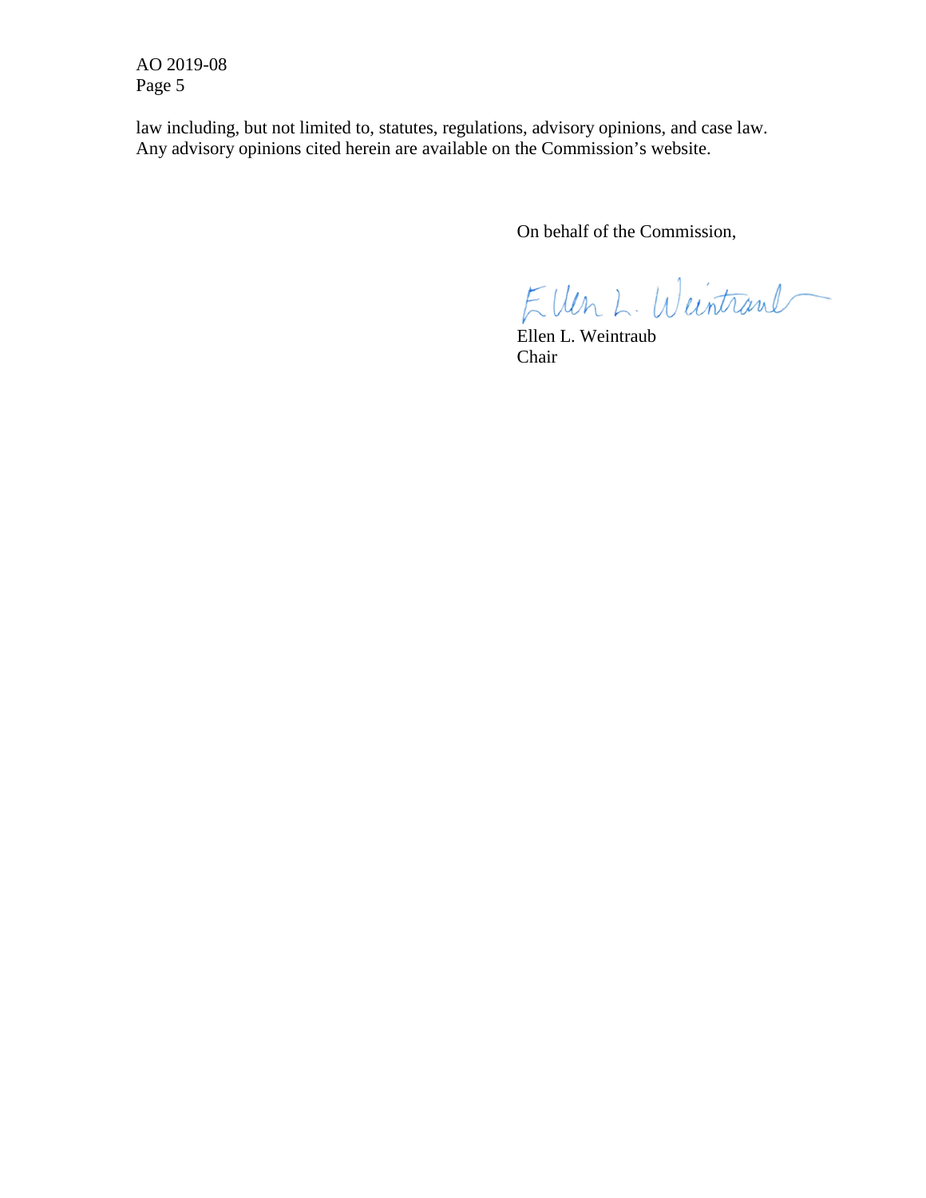law including, but not limited to, statutes, regulations, advisory opinions, and case law. Any advisory opinions cited herein are available on the Commission's website.

On behalf of the Commission,

Ellen L. Weintraub
Chair